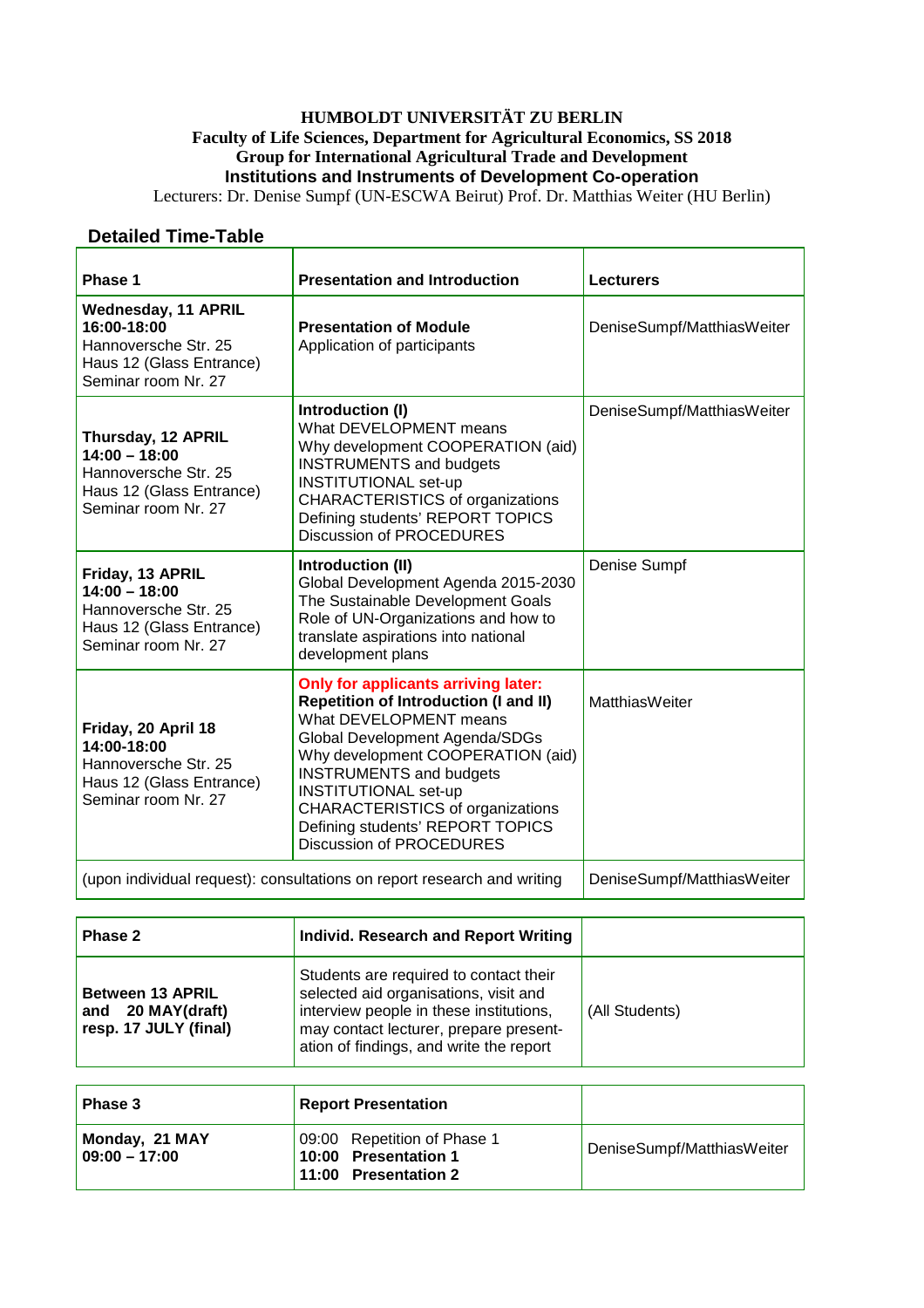**HUMBOLDT UNIVERSITÄT ZU BERLIN**
**Faculty of Life Sciences, Department for Agricultural Economics, SS 2018**
**Group for International Agricultural Trade and Development**
**Institutions and Instruments of Development Co-operation**
Lecturers: Dr. Denise Sumpf (UN-ESCWA Beirut) Prof. Dr. Matthias Weiter (HU Berlin)

## Detailed Time-Table

| **Phase 1** | **Presentation and Introduction** | **Lecturers** |
|---|---|---|
| **Wednesday, 11 APRIL 16:00-18:00**<br>Hannoversche Str. 25<br>Haus 12 (Glass Entrance)<br>Seminar room Nr. 27 | **Presentation of Module**<br>Application of participants | DeniseSumpf/MatthiasWeiter |
| **Thursday, 12 APRIL 14:00 – 18:00**<br>Hannoversche Str. 25<br>Haus 12 (Glass Entrance)<br>Seminar room Nr. 27 | **Introduction (I)**<br>What DEVELOPMENT means<br>Why development COOPERATION (aid)<br>INSTRUMENTS and budgets<br>INSTITUTIONAL set-up<br>CHARACTERISTICS of organizations<br>Defining students' REPORT TOPICS<br>Discussion of PROCEDURES | DeniseSumpf/MatthiasWeiter |
| **Friday, 13 APRIL 14:00 – 18:00**<br>Hannoversche Str. 25<br>Haus 12 (Glass Entrance)<br>Seminar room Nr. 27 | **Introduction (II)**<br>Global Development Agenda 2015-2030<br>The Sustainable Development Goals<br>Role of UN-Organizations and how to translate aspirations into national development plans | Denise Sumpf |
| **Friday, 20 April 18 14:00-18:00**<br>Hannoversche Str. 25<br>Haus 12 (Glass Entrance)<br>Seminar room Nr. 27 | **Only for applicants arriving later:**<br>**Repetition of Introduction (I and II)**<br>What DEVELOPMENT means<br>Global Development Agenda/SDGs<br>Why development COOPERATION (aid)<br>INSTRUMENTS and budgets<br>INSTITUTIONAL set-up<br>CHARACTERISTICS of organizations<br>Defining students' REPORT TOPICS<br>Discussion of PROCEDURES | MatthiasWeiter |
| (upon individual request): consultations on report research and writing | | DeniseSumpf/MatthiasWeiter |

| **Phase 2** | **Individ. Research and Report Writing** | |
|---|---|---|
| **Between 13 APRIL and 20 MAY(draft) resp. 17 JULY (final)** | Students are required to contact their selected aid organisations, visit and interview people in these institutions, may contact lecturer, prepare present-ation of findings, and write the report | (All Students) |

| **Phase 3** | **Report Presentation** | |
|---|---|---|
| **Monday, 21 MAY 09:00 – 17:00** | 09:00 Repetition of Phase 1<br>**10:00 Presentation 1**<br>**11:00 Presentation 2** | DeniseSumpf/MatthiasWeiter |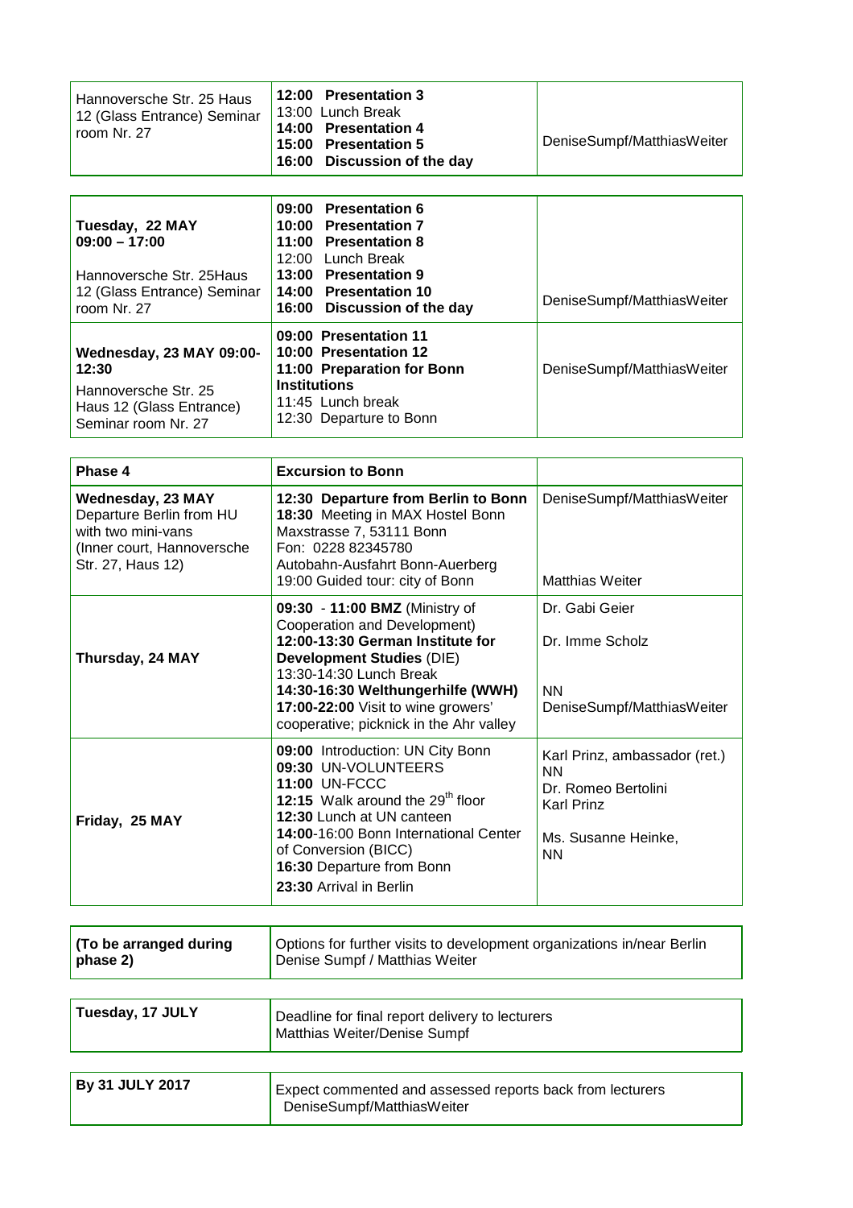| | | |
|---|---|---|
| Hannoversche Str. 25 Haus 12 (Glass Entrance) Seminar room Nr. 27 | **12:00 Presentation 3**<br>13:00 Lunch Break<br>**14:00 Presentation 4**<br>**15:00 Presentation 5**<br>**16:00 Discussion of the day** | DeniseSumpf/MatthiasWeiter |

| | | |
|---|---|---|
| **Tuesday, 22 MAY**<br>**09:00 – 17:00**<br><br>Hannoversche Str. 25Haus 12 (Glass Entrance) Seminar room Nr. 27 | **09:00 Presentation 6**<br>**10:00 Presentation 7**<br>**11:00 Presentation 8**<br>12:00 Lunch Break<br>**13:00 Presentation 9**<br>**14:00 Presentation 10**<br>**16:00 Discussion of the day** | DeniseSumpf/MatthiasWeiter |
| **Wednesday, 23 MAY 09:00-12:30**<br>Hannoversche Str. 25 Haus 12 (Glass Entrance) Seminar room Nr. 27 | **09:00 Presentation 11**<br>**10:00 Presentation 12**<br>**11:00 Preparation for Bonn Institutions**<br>11:45 Lunch break<br>12:30 Departure to Bonn | DeniseSumpf/MatthiasWeiter |

| **Phase 4** | **Excursion to Bonn** | |
|---|---|---|
| **Wednesday, 23 MAY**<br>Departure Berlin from HU with two mini-vans (Inner court, Hannoversche Str. 27, Haus 12) | **12:30 Departure from Berlin to Bonn**<br>**18:30** Meeting in MAX Hostel Bonn<br>Maxstrasse 7, 53111 Bonn<br>Fon: 0228 82345780<br>Autobahn-Ausfahrt Bonn-Auerberg<br>19:00 Guided tour: city of Bonn | DeniseSumpf/MatthiasWeiter<br><br><br><br><br>Matthias Weiter |
| **Thursday, 24 MAY** | **09:30** - **11:00 BMZ** (Ministry of Cooperation and Development)<br>**12:00-13:30 German Institute for Development Studies** (DIE)<br>13:30-14:30 Lunch Break<br>**14:30-16:30 Welthungerhilfe (WWH)**<br>**17:00-22:00** Visit to wine growers' cooperative; picknick in the Ahr valley | Dr. Gabi Geier<br><br>Dr. Imme Scholz<br><br><br>NN<br>DeniseSumpf/MatthiasWeiter |
| **Friday, 25 MAY** | **09:00** Introduction: UN City Bonn<br>**09:30** UN-VOLUNTEERS<br>**11:00** UN-FCCC<br>**12:15** Walk around the 29th floor<br>**12:30** Lunch at UN canteen<br>**14:00**-16:00 Bonn International Center of Conversion (BICC)<br>**16:30** Departure from Bonn<br>**23:30** Arrival in Berlin | Karl Prinz, ambassador (ret.)<br>NN<br>Dr. Romeo Bertolini<br>Karl Prinz<br><br>Ms. Susanne Heinke,<br>NN |

| | |
|---|---|
| **(To be arranged during phase 2)** | Options for further visits to development organizations in/near Berlin<br>Denise Sumpf / Matthias Weiter |

| | |
|---|---|
| **Tuesday, 17 JULY** | Deadline for final report delivery to lecturers<br>Matthias Weiter/Denise Sumpf |

| | |
|---|---|
| **By 31 JULY 2017** | Expect commented and assessed reports back from lecturers<br>DeniseSumpf/MatthiasWeiter |